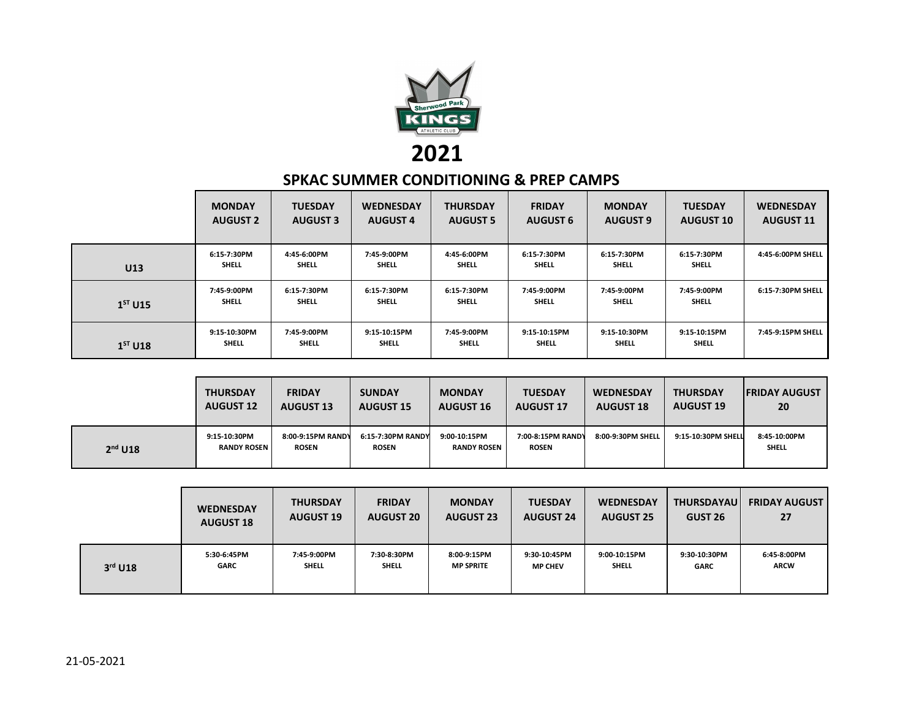# 2021

## SPKAC SUMMER CONDITIONING & PREP CAMPS

| | MONDAY AUGUST 2 | TUESDAY AUGUST 3 | WEDNESDAY AUGUST 4 | THURSDAY AUGUST 5 | FRIDAY AUGUST 6 | MONDAY AUGUST 9 | TUESDAY AUGUST 10 | WEDNESDAY AUGUST 11 |
|---|---|---|---|---|---|---|---|---|
| U13 | 6:15-7:30PM SHELL | 4:45-6:00PM SHELL | 7:45-9:00PM SHELL | 4:45-6:00PM SHELL | 6:15-7:30PM SHELL | 6:15-7:30PM SHELL | 6:15-7:30PM SHELL | 4:45-6:00PM SHELL |
| 1ST U15 | 7:45-9:00PM SHELL | 6:15-7:30PM SHELL | 6:15-7:30PM SHELL | 6:15-7:30PM SHELL | 7:45-9:00PM SHELL | 7:45-9:00PM SHELL | 7:45-9:00PM SHELL | 6:15-7:30PM SHELL |
| 1ST U18 | 9:15-10:30PM SHELL | 7:45-9:00PM SHELL | 9:15-10:15PM SHELL | 7:45-9:00PM SHELL | 9:15-10:15PM SHELL | 9:15-10:30PM SHELL | 9:15-10:15PM SHELL | 7:45-9:15PM SHELL |

| | THURSDAY AUGUST 12 | FRIDAY AUGUST 13 | SUNDAY AUGUST 15 | MONDAY AUGUST 16 | TUESDAY AUGUST 17 | WEDNESDAY AUGUST 18 | THURSDAY AUGUST 19 | FRIDAY AUGUST 20 |
|---|---|---|---|---|---|---|---|---|
| 2nd U18 | 9:15-10:30PM RANDY ROSEN | 8:00-9:15PM RANDY ROSEN | 6:15-7:30PM RANDY ROSEN | 9:00-10:15PM RANDY ROSEN | 7:00-8:15PM RANDY ROSEN | 8:00-9:30PM SHELL | 9:15-10:30PM SHELL | 8:45-10:00PM SHELL |

| | WEDNESDAY AUGUST 18 | THURSDAY AUGUST 19 | FRIDAY AUGUST 20 | MONDAY AUGUST 23 | TUESDAY AUGUST 24 | WEDNESDAY AUGUST 25 | THURSDAYAU GUST 26 | FRIDAY AUGUST 27 |
|---|---|---|---|---|---|---|---|---|
| 3rd U18 | 5:30-6:45PM GARC | 7:45-9:00PM SHELL | 7:30-8:30PM SHELL | 8:00-9:15PM MP SPRITE | 9:30-10:45PM MP CHEV | 9:00-10:15PM SHELL | 9:30-10:30PM GARC | 6:45-8:00PM ARCW |

21-05-2021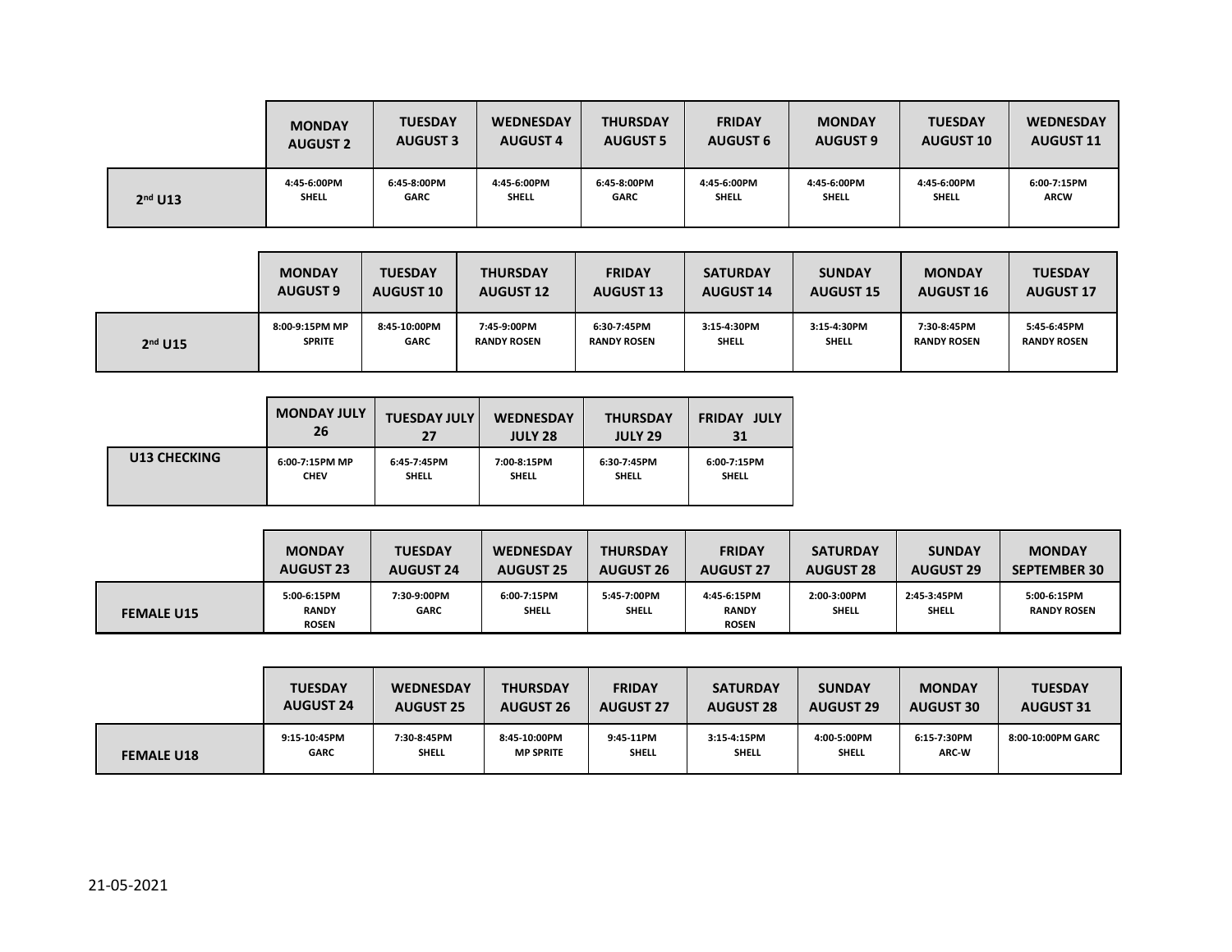| | MONDAY AUGUST 2 | TUESDAY AUGUST 3 | WEDNESDAY AUGUST 4 | THURSDAY AUGUST 5 | FRIDAY AUGUST 6 | MONDAY AUGUST 9 | TUESDAY AUGUST 10 | WEDNESDAY AUGUST 11 |
|---|---|---|---|---|---|---|---|---|
| 2nd U13 | 4:45-6:00PM SHELL | 6:45-8:00PM GARC | 4:45-6:00PM SHELL | 6:45-8:00PM GARC | 4:45-6:00PM SHELL | 4:45-6:00PM SHELL | 4:45-6:00PM SHELL | 6:00-7:15PM ARCW |

| | MONDAY AUGUST 9 | TUESDAY AUGUST 10 | THURSDAY AUGUST 12 | FRIDAY AUGUST 13 | SATURDAY AUGUST 14 | SUNDAY AUGUST 15 | MONDAY AUGUST 16 | TUESDAY AUGUST 17 |
|---|---|---|---|---|---|---|---|---|
| 2nd U15 | 8:00-9:15PM MP SPRITE | 8:45-10:00PM GARC | 7:45-9:00PM RANDY ROSEN | 6:30-7:45PM RANDY ROSEN | 3:15-4:30PM SHELL | 3:15-4:30PM SHELL | 7:30-8:45PM RANDY ROSEN | 5:45-6:45PM RANDY ROSEN |

| | MONDAY JULY 26 | TUESDAY JULY 27 | WEDNESDAY JULY 28 | THURSDAY JULY 29 | FRIDAY JULY 31 |
|---|---|---|---|---|---|
| U13 CHECKING | 6:00-7:15PM MP CHEV | 6:45-7:45PM SHELL | 7:00-8:15PM SHELL | 6:30-7:45PM SHELL | 6:00-7:15PM SHELL |

| | MONDAY AUGUST 23 | TUESDAY AUGUST 24 | WEDNESDAY AUGUST 25 | THURSDAY AUGUST 26 | FRIDAY AUGUST 27 | SATURDAY AUGUST 28 | SUNDAY AUGUST 29 | MONDAY SEPTEMBER 30 |
|---|---|---|---|---|---|---|---|---|
| FEMALE U15 | 5:00-6:15PM RANDY ROSEN | 7:30-9:00PM GARC | 6:00-7:15PM SHELL | 5:45-7:00PM SHELL | 4:45-6:15PM RANDY ROSEN | 2:00-3:00PM SHELL | 2:45-3:45PM SHELL | 5:00-6:15PM RANDY ROSEN |

| | TUESDAY AUGUST 24 | WEDNESDAY AUGUST 25 | THURSDAY AUGUST 26 | FRIDAY AUGUST 27 | SATURDAY AUGUST 28 | SUNDAY AUGUST 29 | MONDAY AUGUST 30 | TUESDAY AUGUST 31 |
|---|---|---|---|---|---|---|---|---|
| FEMALE U18 | 9:15-10:45PM GARC | 7:30-8:45PM SHELL | 8:45-10:00PM MP SPRITE | 9:45-11PM SHELL | 3:15-4:15PM SHELL | 4:00-5:00PM SHELL | 6:15-7:30PM ARC-W | 8:00-10:00PM GARC |

21-05-2021